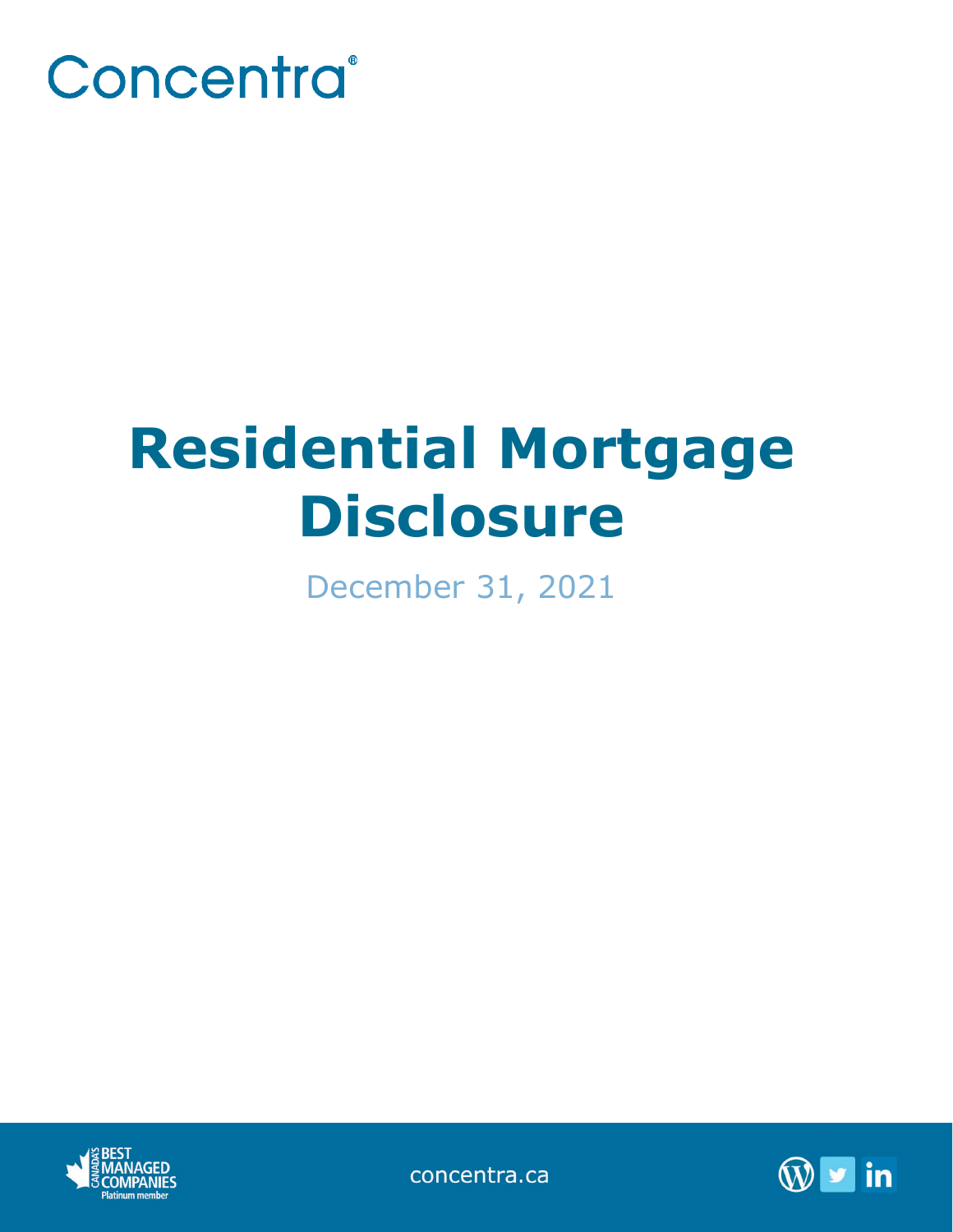Concentra®

# Residential Mortgage Disclosure

December 31, 2021

concentra.ca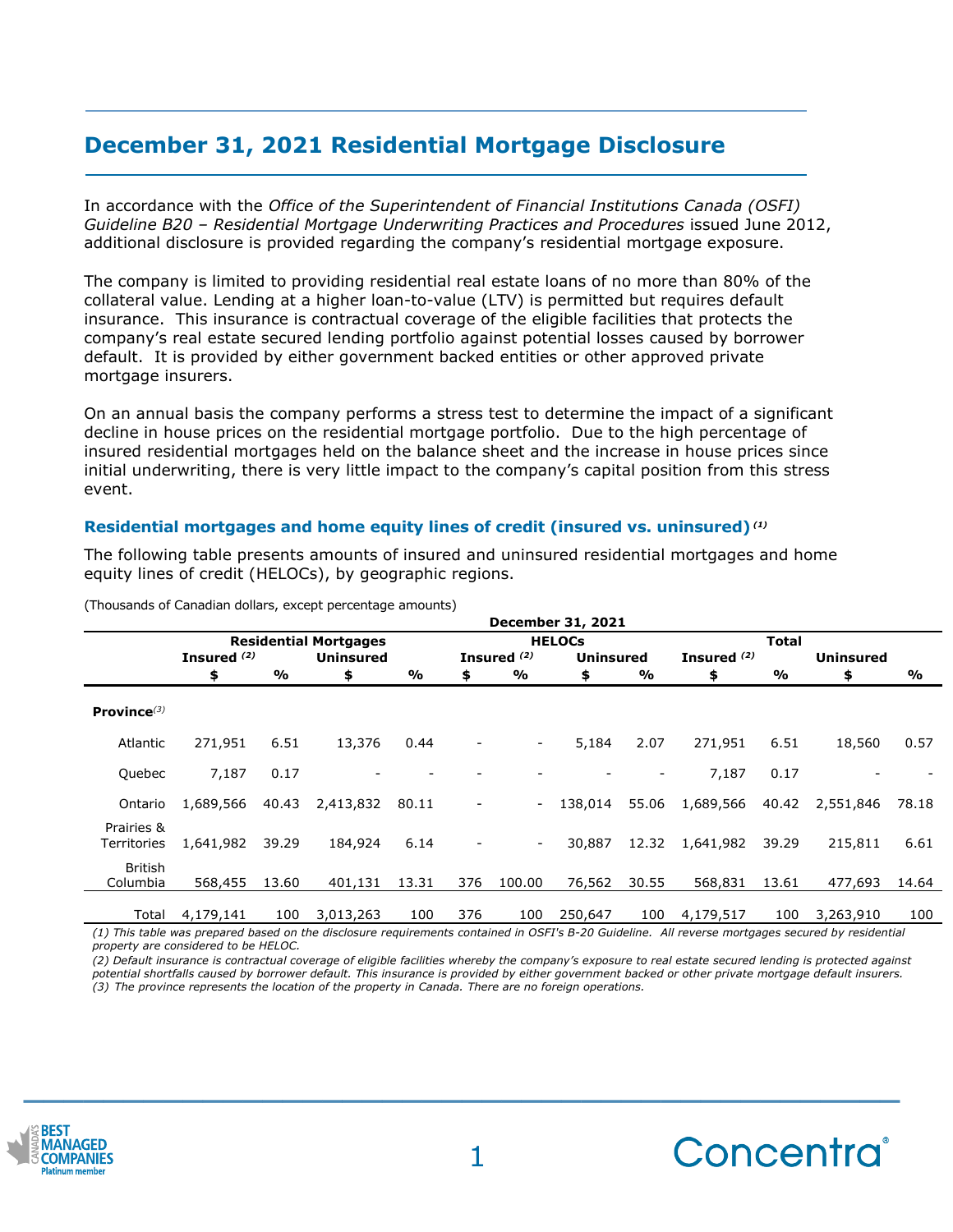## December 31, 2021 Residential Mortgage Disclosure

In accordance with the *Office of the Superintendent of Financial Institutions Canada (OSFI) Guideline B20 – Residential Mortgage Underwriting Practices and Procedures* issued June 2012, additional disclosure is provided regarding the company's residential mortgage exposure.

The company is limited to providing residential real estate loans of no more than 80% of the collateral value. Lending at a higher loan-to-value (LTV) is permitted but requires default insurance. This insurance is contractual coverage of the eligible facilities that protects the company's real estate secured lending portfolio against potential losses caused by borrower default. It is provided by either government backed entities or other approved private mortgage insurers.

On an annual basis the company performs a stress test to determine the impact of a significant decline in house prices on the residential mortgage portfolio. Due to the high percentage of insured residential mortgages held on the balance sheet and the increase in house prices since initial underwriting, there is very little impact to the company's capital position from this stress event.

### Residential mortgages and home equity lines of credit (insured vs. uninsured) [(1)]

The following table presents amounts of insured and uninsured residential mortgages and home equity lines of credit (HELOCs), by geographic regions.

(Thousands of Canadian dollars, except percentage amounts)

| | December 31, 2021 | | | | | | | | | | | |
|---|---|---|---|---|---|---|---|---|---|---|---|---|
| | Residential Mortgages | | | | HELOCs | | | | Total | | | |
| | Insured [(2)] | | Uninsured | | Insured [(2)] | | Uninsured | | Insured [(2)] | | Uninsured | |
| | $ | % | $ | % | $ | % | $ | % | $ | % | $ | % |
| **Province**[(3)] | | | | | | | | | | | | |
| Atlantic | 271,951 | 6.51 | 13,376 | 0.44 | - | - | 5,184 | 2.07 | 271,951 | 6.51 | 18,560 | 0.57 |
| Quebec | 7,187 | 0.17 | - | - | - | - | - | - | 7,187 | 0.17 | - | - |
| Ontario | 1,689,566 | 40.43 | 2,413,832 | 80.11 | - | - | 138,014 | 55.06 | 1,689,566 | 40.42 | 2,551,846 | 78.18 |
| Prairies & Territories | 1,641,982 | 39.29 | 184,924 | 6.14 | - | - | 30,887 | 12.32 | 1,641,982 | 39.29 | 215,811 | 6.61 |
| British Columbia | 568,455 | 13.60 | 401,131 | 13.31 | 376 | 100.00 | 76,562 | 30.55 | 568,831 | 13.61 | 477,693 | 14.64 |
| Total | 4,179,141 | 100 | 3,013,263 | 100 | 376 | 100 | 250,647 | 100 | 4,179,517 | 100 | 3,263,910 | 100 |

*(1) This table was prepared based on the disclosure requirements contained in OSFI's B-20 Guideline. All reverse mortgages secured by residential property are considered to be HELOC.*

*(2) Default insurance is contractual coverage of eligible facilities whereby the company's exposure to real estate secured lending is protected against potential shortfalls caused by borrower default. This insurance is provided by either government backed or other private mortgage default insurers.*

*(3) The province represents the location of the property in Canada. There are no foreign operations.*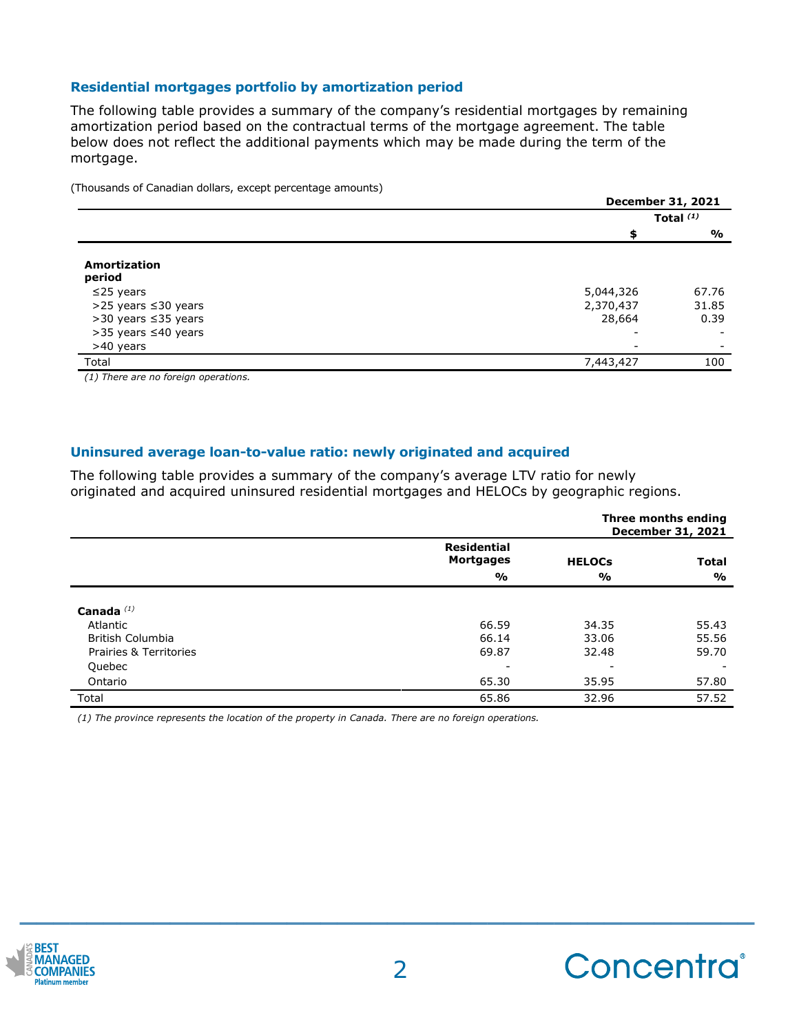## Residential mortgages portfolio by amortization period

The following table provides a summary of the company's residential mortgages by remaining amortization period based on the contractual terms of the mortgage agreement. The table below does not reflect the additional payments which may be made during the term of the mortgage.

(Thousands of Canadian dollars, except percentage amounts)

| | December 31, 2021 | |
|---|---|---|
| | Total (1) | |
| | $ | % |
| **Amortization period** | | |
| ≤25 years | 5,044,326 | 67.76 |
| >25 years ≤30 years | 2,370,437 | 31.85 |
| >30 years ≤35 years | 28,664 | 0.39 |
| >35 years ≤40 years | - | - |
| >40 years | - | - |
| Total | 7,443,427 | 100 |

*(1) There are no foreign operations.*

## Uninsured average loan-to-value ratio: newly originated and acquired

The following table provides a summary of the company's average LTV ratio for newly originated and acquired uninsured residential mortgages and HELOCs by geographic regions.

| | Three months ending December 31, 2021 | | |
|---|---|---|---|
| | Residential Mortgages | HELOCs | Total |
| | % | % | % |
| **Canada** (1) | | | |
| Atlantic | 66.59 | 34.35 | 55.43 |
| British Columbia | 66.14 | 33.06 | 55.56 |
| Prairies & Territories | 69.87 | 32.48 | 59.70 |
| Quebec | - | - | - |
| Ontario | 65.30 | 35.95 | 57.80 |
| Total | 65.86 | 32.96 | 57.52 |

*(1) The province represents the location of the property in Canada. There are no foreign operations.*